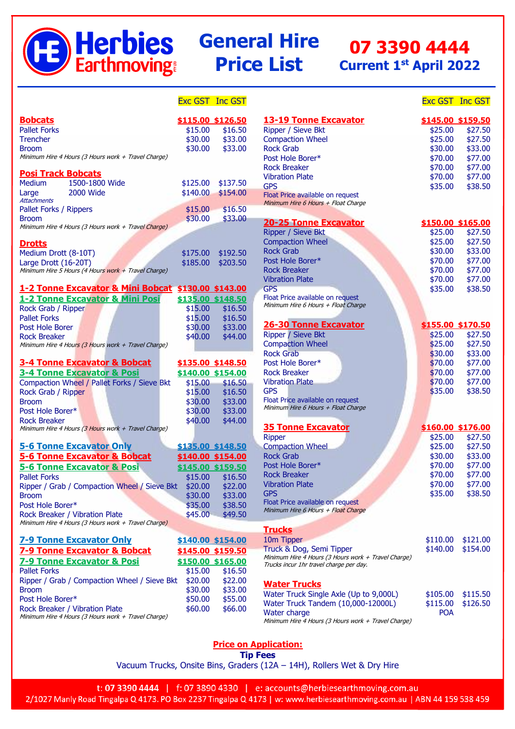# Herbies Earthmoving

# General Hire Price List

**07 3390 4444**

**Current 1st April 2022**

| | Exc GST | Inc GST |
|---|---|---|
| **Bobcats** | **$115.00** | **$126.50** |
| Pallet Forks | $15.00 | $16.50 |
| Trencher | $30.00 | $33.00 |
| Broom | $30.00 | $33.00 |

*Minimum Hire 4 Hours (3 Hours work + Travel Charge)*

| | Exc GST | Inc GST |
|---|---|---|
| **Posi Track Bobcats** | | |
| Medium 1500-1800 Wide | $125.00 | $137.50 |
| Large 2000 Wide | $140.00 | $154.00 |
| *Attachments* | | |
| Pallet Forks / Rippers | $15.00 | $16.50 |
| Broom | $30.00 | $33.00 |

*Minimum Hire 4 Hours (3 Hours work + Travel Charge)*

| | Exc GST | Inc GST |
|---|---|---|
| **Drotts** | | |
| Medium Drott (8-10T) | $175.00 | $192.50 |
| Large Drott (16-20T) | $185.00 | $203.50 |

*Minimum Hire 5 Hours (4 Hours work + Travel Charge)*

| | Exc GST | Inc GST |
|---|---|---|
| **1-2 Tonne Excavator & Mini Bobcat** | **$130.00** | **$143.00** |
| **1-2 Tonne Excavator & Mini Posi** | **$135.00** | **$148.50** |
| Rock Grab / Ripper | $15.00 | $16.50 |
| Pallet Forks | $15.00 | $16.50 |
| Post Hole Borer | $30.00 | $33.00 |
| Rock Breaker | $40.00 | $44.00 |

*Minimum Hire 4 Hours (3 Hours work + Travel Charge)*

| | Exc GST | Inc GST |
|---|---|---|
| **3-4 Tonne Excavator & Bobcat** | **$135.00** | **$148.50** |
| **3-4 Tonne Excavator & Posi** | **$140.00** | **$154.00** |
| Compaction Wheel / Pallet Forks / Sieve Bkt | $15.00 | $16.50 |
| Rock Grab / Ripper | $15.00 | $16.50 |
| Broom | $30.00 | $33.00 |
| Post Hole Borer* | $30.00 | $33.00 |
| Rock Breaker | $40.00 | $44.00 |

*Minimum Hire 4 Hours (3 Hours work + Travel Charge)*

| | Exc GST | Inc GST |
|---|---|---|
| **5-6 Tonne Excavator Only** | **$135.00** | **$148.50** |
| **5-6 Tonne Excavator & Bobcat** | **$140.00** | **$154.00** |
| **5-6 Tonne Excavator & Posi** | **$145.00** | **$159.50** |
| Pallet Forks | $15.00 | $16.50 |
| Ripper / Grab / Compaction Wheel / Sieve Bkt | $20.00 | $22.00 |
| Broom | $30.00 | $33.00 |
| Post Hole Borer* | $35.00 | $38.50 |
| Rock Breaker / Vibration Plate | $45.00 | $49.50 |

*Minimum Hire 4 Hours (3 Hours work + Travel Charge)*

| | Exc GST | Inc GST |
|---|---|---|
| **7-9 Tonne Excavator Only** | **$140.00** | **$154.00** |
| **7-9 Tonne Excavator & Bobcat** | **$145.00** | **$159.50** |
| **7-9 Tonne Excavator & Posi** | **$150.00** | **$165.00** |
| Pallet Forks | $15.00 | $16.50 |
| Ripper / Grab / Compaction Wheel / Sieve Bkt | $20.00 | $22.00 |
| Broom | $30.00 | $33.00 |
| Post Hole Borer* | $50.00 | $55.00 |
| Rock Breaker / Vibration Plate | $60.00 | $66.00 |

*Minimum Hire 4 Hours (3 Hours work + Travel Charge)*

| | Exc GST | Inc GST |
|---|---|---|
| **13-19 Tonne Excavator** | **$145.00** | **$159.50** |
| Ripper / Sieve Bkt | $25.00 | $27.50 |
| Compaction Wheel | $25.00 | $27.50 |
| Rock Grab | $30.00 | $33.00 |
| Post Hole Borer* | $70.00 | $77.00 |
| Rock Breaker | $70.00 | $77.00 |
| Vibration Plate | $70.00 | $77.00 |
| GPS | $35.00 | $38.50 |

Float Price available on request
*Minimum Hire 6 Hours + Float Charge*

| | Exc GST | Inc GST |
|---|---|---|
| **20-25 Tonne Excavator** | **$150.00** | **$165.00** |
| Ripper / Sieve Bkt | $25.00 | $27.50 |
| Compaction Wheel | $25.00 | $27.50 |
| Rock Grab | $30.00 | $33.00 |
| Post Hole Borer* | $70.00 | $77.00 |
| Rock Breaker | $70.00 | $77.00 |
| Vibration Plate | $70.00 | $77.00 |
| GPS | $35.00 | $38.50 |

Float Price available on request
*Minimum Hire 6 Hours + Float Charge*

| | Exc GST | Inc GST |
|---|---|---|
| **26-30 Tonne Excavator** | **$155.00** | **$170.50** |
| Ripper / Sieve Bkt | $25.00 | $27.50 |
| Compaction Wheel | $25.00 | $27.50 |
| Rock Grab | $30.00 | $33.00 |
| Post Hole Borer* | $70.00 | $77.00 |
| Rock Breaker | $70.00 | $77.00 |
| Vibration Plate | $70.00 | $77.00 |
| GPS | $35.00 | $38.50 |

Float Price available on request
*Minimum Hire 6 Hours + Float Charge*

| | Exc GST | Inc GST |
|---|---|---|
| **35 Tonne Excavator** | **$160.00** | **$176.00** |
| Ripper | $25.00 | $27.50 |
| Compaction Wheel | $25.00 | $27.50 |
| Rock Grab | $30.00 | $33.00 |
| Post Hole Borer* | $70.00 | $77.00 |
| Rock Breaker | $70.00 | $77.00 |
| Vibration Plate | $70.00 | $77.00 |
| GPS | $35.00 | $38.50 |

Float Price available on request
*Minimum Hire 6 Hours + Float Charge*

| | Exc GST | Inc GST |
|---|---|---|
| **Trucks** | | |
| 10m Tipper | $110.00 | $121.00 |
| Truck & Dog, Semi Tipper | $140.00 | $154.00 |

*Minimum Hire 4 Hours (3 Hours work + Travel Charge)*
*Trucks incur 1hr travel charge per day.*

| | Exc GST | Inc GST |
|---|---|---|
| **Water Trucks** | | |
| Water Truck Single Axle (Up to 9,000L) | $105.00 | $115.50 |
| Water Truck Tandem (10,000-12000L) | $115.00 | $126.50 |
| Water charge | POA | |

*Minimum Hire 4 Hours (3 Hours work + Travel Charge)*

**Price on Application:**

**Tip Fees**

Vacuum Trucks, Onsite Bins, Graders (12A – 14H), Rollers Wet & Dry Hire

t: 07 3390 4444 | f: 07 3890 4330 | e: accounts@herbiesearthmoving.com.au
2/1027 Manly Road Tingalpa Q 4173. PO Box 2237 Tingalpa Q 4173 | w: www.herbiesearthmoving.com.au | ABN 44 159 538 459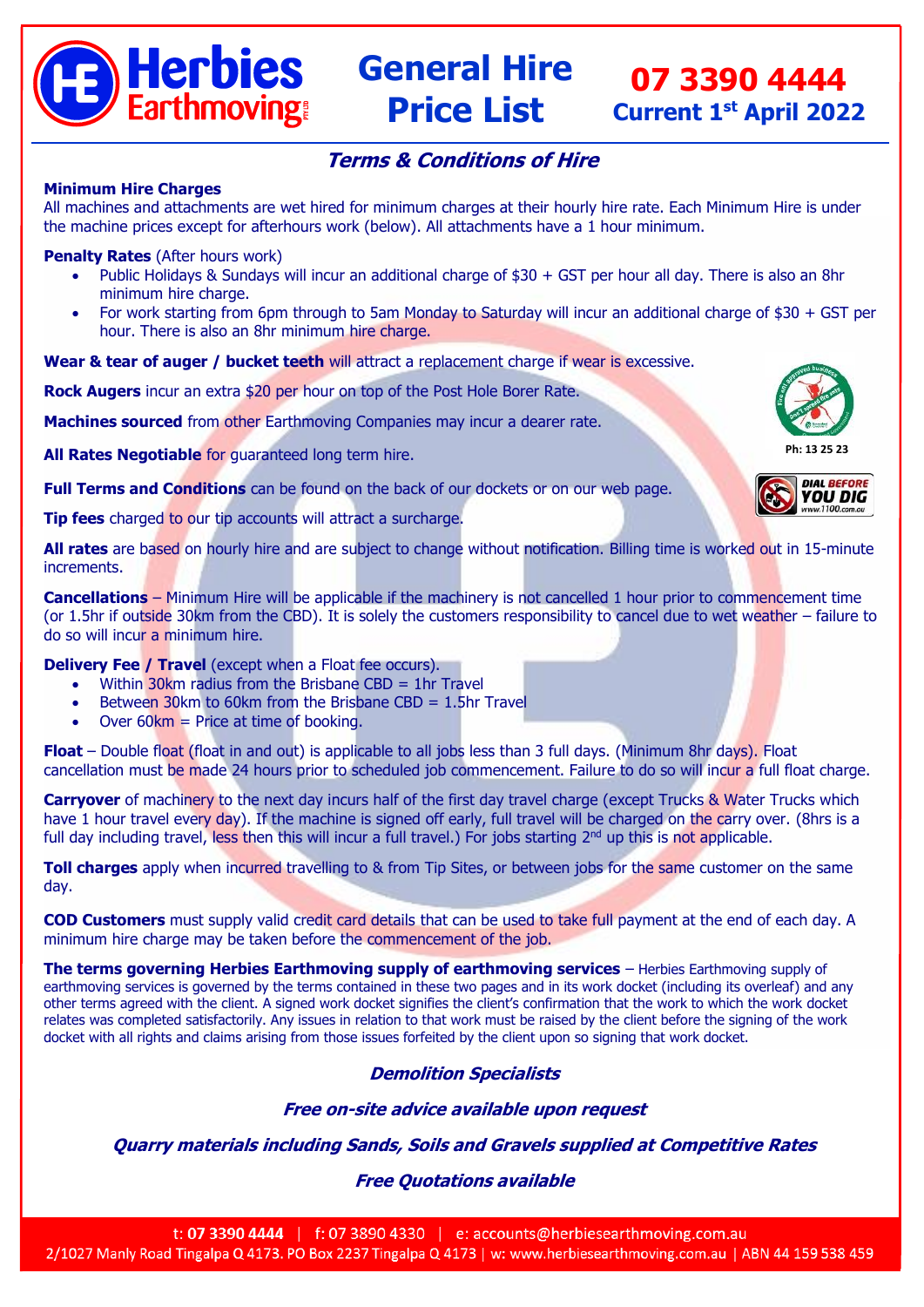# Herbies Earthmoving

## General Hire Price List

**07 3390 4444**
**Current 1st April 2022**

### *Terms & Conditions of Hire*

**Minimum Hire Charges**
All machines and attachments are wet hired for minimum charges at their hourly hire rate. Each Minimum Hire is under the machine prices except for afterhours work (below). All attachments have a 1 hour minimum.

**Penalty Rates** (After hours work)

- Public Holidays & Sundays will incur an additional charge of $30 + GST per hour all day. There is also an 8hr minimum hire charge.
- For work starting from 6pm through to 5am Monday to Saturday will incur an additional charge of $30 + GST per hour. There is also an 8hr minimum hire charge.

**Wear & tear of auger / bucket teeth** will attract a replacement charge if wear is excessive.

**Rock Augers** incur an extra $20 per hour on top of the Post Hole Borer Rate.

**Machines sourced** from other Earthmoving Companies may incur a dearer rate.

**All Rates Negotiable** for guaranteed long term hire.

Ph: 13 25 23

**Full Terms and Conditions** can be found on the back of our dockets or on our web page.

DIAL BEFORE YOU DIG www.1100.com.au

**Tip fees** charged to our tip accounts will attract a surcharge.

**All rates** are based on hourly hire and are subject to change without notification. Billing time is worked out in 15-minute increments.

**Cancellations** – Minimum Hire will be applicable if the machinery is not cancelled 1 hour prior to commencement time (or 1.5hr if outside 30km from the CBD). It is solely the customers responsibility to cancel due to wet weather – failure to do so will incur a minimum hire.

**Delivery Fee / Travel** (except when a Float fee occurs).

- Within 30km radius from the Brisbane CBD = 1hr Travel
- Between 30km to 60km from the Brisbane CBD = 1.5hr Travel
- Over 60km = Price at time of booking.

**Float** – Double float (float in and out) is applicable to all jobs less than 3 full days. (Minimum 8hr days). Float cancellation must be made 24 hours prior to scheduled job commencement. Failure to do so will incur a full float charge.

**Carryover** of machinery to the next day incurs half of the first day travel charge (except Trucks & Water Trucks which have 1 hour travel every day). If the machine is signed off early, full travel will be charged on the carry over. (8hrs is a full day including travel, less then this will incur a full travel.) For jobs starting 2nd up this is not applicable.

**Toll charges** apply when incurred travelling to & from Tip Sites, or between jobs for the same customer on the same day.

**COD Customers** must supply valid credit card details that can be used to take full payment at the end of each day. A minimum hire charge may be taken before the commencement of the job.

**The terms governing Herbies Earthmoving supply of earthmoving services** – Herbies Earthmoving supply of earthmoving services is governed by the terms contained in these two pages and in its work docket (including its overleaf) and any other terms agreed with the client. A signed work docket signifies the client's confirmation that the work to which the work docket relates was completed satisfactorily. Any issues in relation to that work must be raised by the client before the signing of the work docket with all rights and claims arising from those issues forfeited by the client upon so signing that work docket.

***Demolition Specialists***

***Free on-site advice available upon request***

***Quarry materials including Sands, Soils and Gravels supplied at Competitive Rates***

***Free Quotations available***

t: **07 3390 4444** | f: 07 3890 4330 | e: accounts@herbiesearthmoving.com.au
2/1027 Manly Road Tingalpa Q 4173. PO Box 2237 Tingalpa Q 4173 | w: www.herbiesearthmoving.com.au | ABN 44 159 538 459